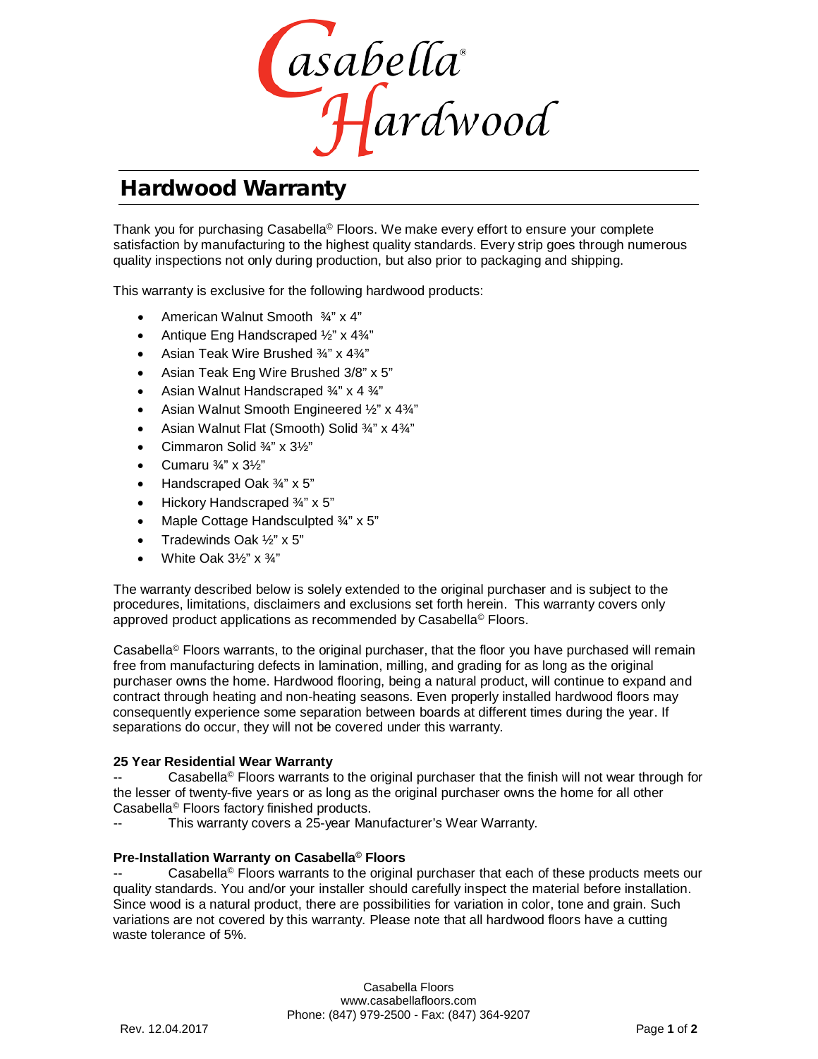# Casabella® Hardwood

## Hardwood Warranty

Thank you for purchasing Casabella© Floors. We make every effort to ensure your complete satisfaction by manufacturing to the highest quality standards. Every strip goes through numerous quality inspections not only during production, but also prior to packaging and shipping.

This warranty is exclusive for the following hardwood products:

- American Walnut Smooth ¾" x 4"
- Antique Eng Handscraped ½" x 4¾"
- Asian Teak Wire Brushed ¾" x 4¾"
- Asian Teak Eng Wire Brushed 3/8" x 5"
- Asian Walnut Handscraped ¾" x 4 ¾"
- Asian Walnut Smooth Engineered ½" x 4¾"
- Asian Walnut Flat (Smooth) Solid ¾" x 4¾"
- Cimmaron Solid ¾" x 3½"
- Cumaru ¾" x 3½"
- Handscraped Oak ¾" x 5"
- Hickory Handscraped ¾" x 5"
- Maple Cottage Handsculpted ¾" x 5"
- Tradewinds Oak ½" x 5"
- White Oak 3½" x ¾"

The warranty described below is solely extended to the original purchaser and is subject to the procedures, limitations, disclaimers and exclusions set forth herein. This warranty covers only approved product applications as recommended by Casabella© Floors.

Casabella© Floors warrants, to the original purchaser, that the floor you have purchased will remain free from manufacturing defects in lamination, milling, and grading for as long as the original purchaser owns the home. Hardwood flooring, being a natural product, will continue to expand and contract through heating and non-heating seasons. Even properly installed hardwood floors may consequently experience some separation between boards at different times during the year. If separations do occur, they will not be covered under this warranty.

**25 Year Residential Wear Warranty**

-- Casabella© Floors warrants to the original purchaser that the finish will not wear through for the lesser of twenty-five years or as long as the original purchaser owns the home for all other Casabella© Floors factory finished products.

-- This warranty covers a 25-year Manufacturer's Wear Warranty.

**Pre-Installation Warranty on Casabella© Floors**

-- Casabella© Floors warrants to the original purchaser that each of these products meets our quality standards. You and/or your installer should carefully inspect the material before installation. Since wood is a natural product, there are possibilities for variation in color, tone and grain. Such variations are not covered by this warranty. Please note that all hardwood floors have a cutting waste tolerance of 5%.

Casabella Floors
www.casabellafloors.com
Phone: (847) 979-2500 - Fax: (847) 364-9207

Rev. 12.04.2017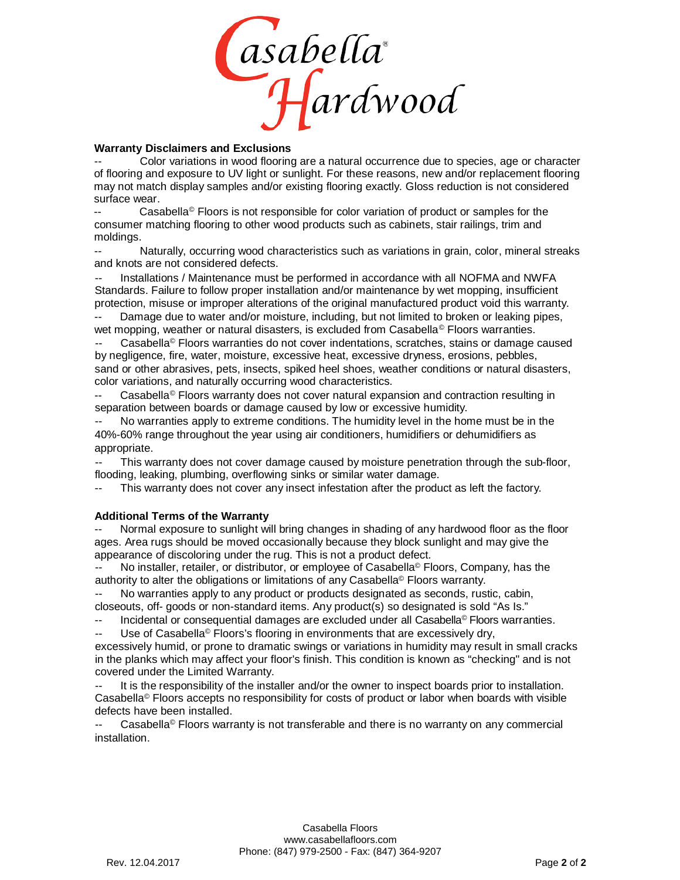# Casabella® Hardwood

**Warranty Disclaimers and Exclusions**

-- Color variations in wood flooring are a natural occurrence due to species, age or character of flooring and exposure to UV light or sunlight. For these reasons, new and/or replacement flooring may not match display samples and/or existing flooring exactly. Gloss reduction is not considered surface wear.

-- Casabella© Floors is not responsible for color variation of product or samples for the consumer matching flooring to other wood products such as cabinets, stair railings, trim and moldings.

-- Naturally, occurring wood characteristics such as variations in grain, color, mineral streaks and knots are not considered defects.

-- Installations / Maintenance must be performed in accordance with all NOFMA and NWFA Standards. Failure to follow proper installation and/or maintenance by wet mopping, insufficient protection, misuse or improper alterations of the original manufactured product void this warranty.

-- Damage due to water and/or moisture, including, but not limited to broken or leaking pipes, wet mopping, weather or natural disasters, is excluded from Casabella© Floors warranties.

-- Casabella© Floors warranties do not cover indentations, scratches, stains or damage caused by negligence, fire, water, moisture, excessive heat, excessive dryness, erosions, pebbles, sand or other abrasives, pets, insects, spiked heel shoes, weather conditions or natural disasters, color variations, and naturally occurring wood characteristics.

-- Casabella© Floors warranty does not cover natural expansion and contraction resulting in separation between boards or damage caused by low or excessive humidity.

-- No warranties apply to extreme conditions. The humidity level in the home must be in the 40%-60% range throughout the year using air conditioners, humidifiers or dehumidifiers as appropriate.

-- This warranty does not cover damage caused by moisture penetration through the sub-floor, flooding, leaking, plumbing, overflowing sinks or similar water damage.

-- This warranty does not cover any insect infestation after the product as left the factory.

**Additional Terms of the Warranty**

-- Normal exposure to sunlight will bring changes in shading of any hardwood floor as the floor ages. Area rugs should be moved occasionally because they block sunlight and may give the appearance of discoloring under the rug. This is not a product defect.

-- No installer, retailer, or distributor, or employee of Casabella© Floors, Company, has the authority to alter the obligations or limitations of any Casabella© Floors warranty.

-- No warranties apply to any product or products designated as seconds, rustic, cabin, closeouts, off- goods or non-standard items. Any product(s) so designated is sold "As Is."

-- Incidental or consequential damages are excluded under all Casabella© Floors warranties.

-- Use of Casabella© Floors's flooring in environments that are excessively dry, excessively humid, or prone to dramatic swings or variations in humidity may result in small cracks in the planks which may affect your floor's finish. This condition is known as "checking" and is not covered under the Limited Warranty.

-- It is the responsibility of the installer and/or the owner to inspect boards prior to installation. Casabella© Floors accepts no responsibility for costs of product or labor when boards with visible defects have been installed.

-- Casabella© Floors warranty is not transferable and there is no warranty on any commercial installation.

Casabella Floors
www.casabellafloors.com
Phone: (847) 979-2500 - Fax: (847) 364-9207

Rev. 12.04.2017